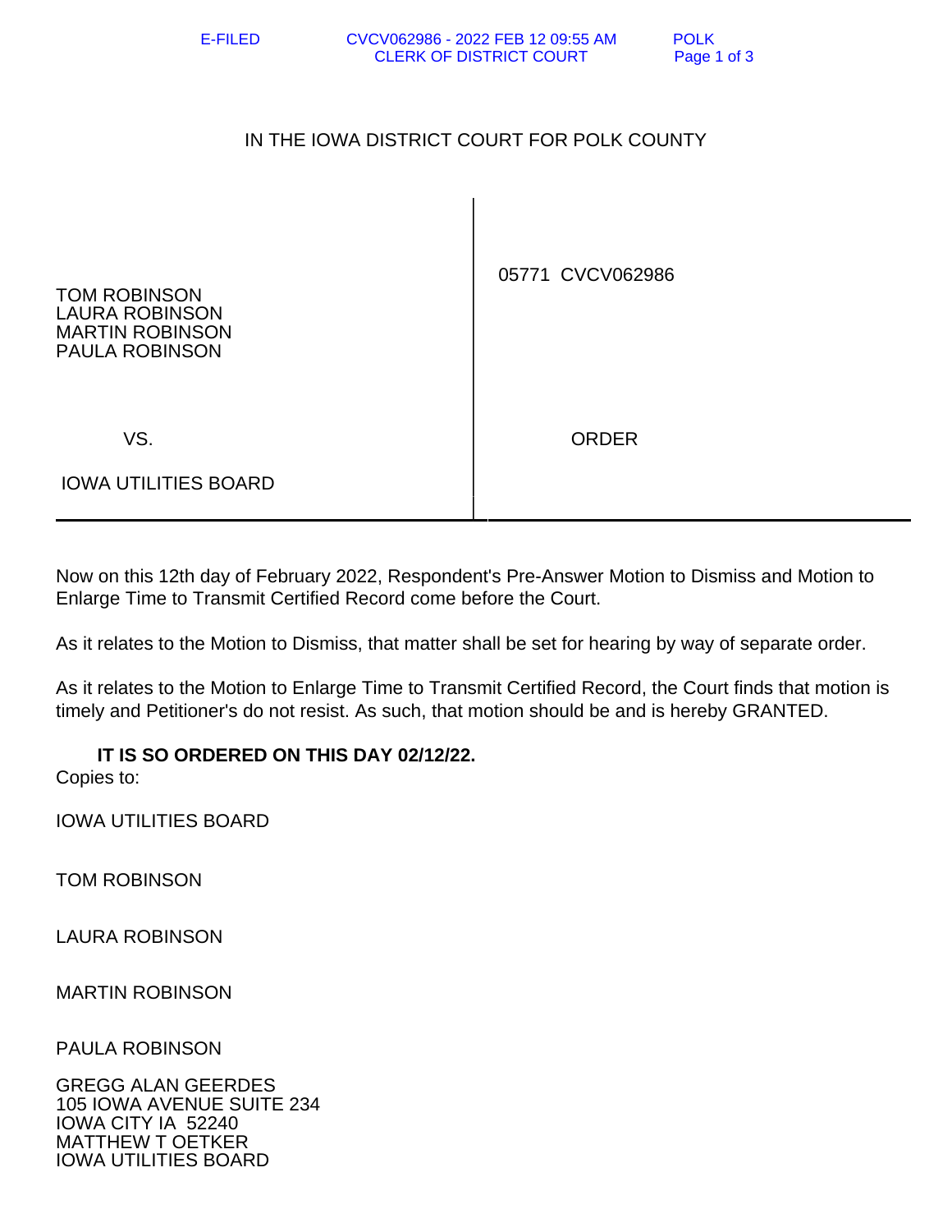E-FILED CVCV062986 - 2022 FEB 12 09:55 AM POLK
CLERK OF DISTRICT COURT

# IN THE IOWA DISTRICT COURT FOR POLK COUNTY

| | |
|---|---|
| TOM ROBINSON<br>LAURA ROBINSON<br>MARTIN ROBINSON<br>PAULA ROBINSON | 05771 CVCV062986 |
| VS. | ORDER |
| IOWA UTILITIES BOARD | |

Now on this 12th day of February 2022, Respondent's Pre-Answer Motion to Dismiss and Motion to Enlarge Time to Transmit Certified Record come before the Court.

As it relates to the Motion to Dismiss, that matter shall be set for hearing by way of separate order.

As it relates to the Motion to Enlarge Time to Transmit Certified Record, the Court finds that motion is timely and Petitioner's do not resist. As such, that motion should be and is hereby GRANTED.

**IT IS SO ORDERED ON THIS DAY 02/12/22.**

Copies to:

IOWA UTILITIES BOARD

TOM ROBINSON

LAURA ROBINSON

MARTIN ROBINSON

PAULA ROBINSON

GREGG ALAN GEERDES
105 IOWA AVENUE SUITE 234
IOWA CITY IA 52240
MATTHEW T OETKER
IOWA UTILITIES BOARD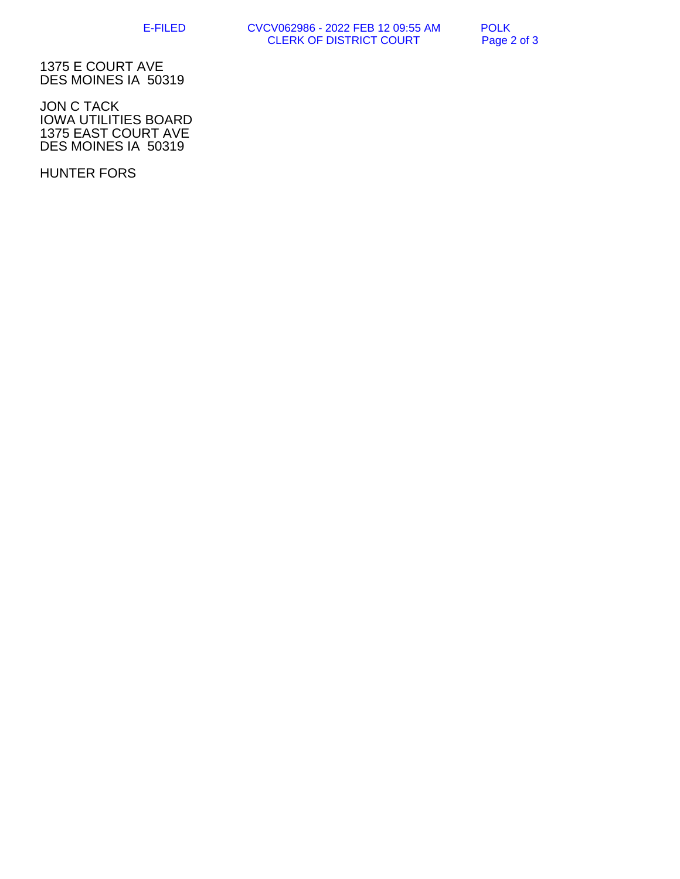1375 E COURT AVE
DES MOINES IA  50319

JON C TACK
IOWA UTILITIES BOARD
1375 EAST COURT AVE
DES MOINES IA  50319

HUNTER FORS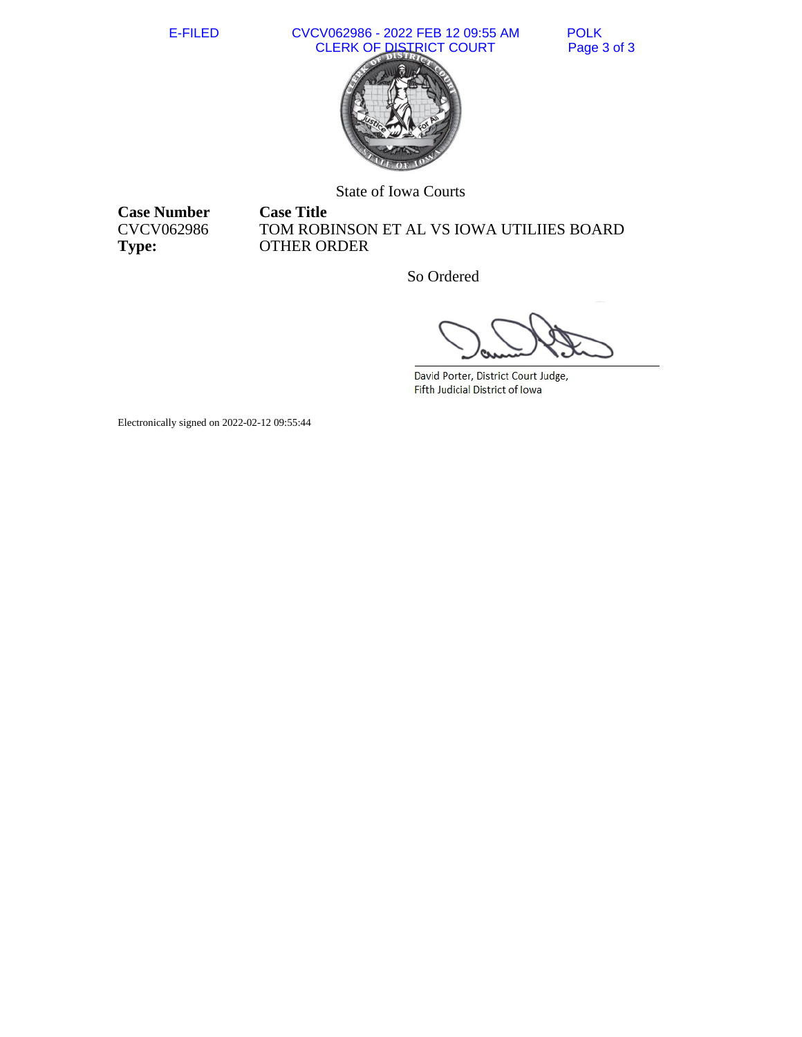State of Iowa Courts

| | |
|---|---|
| **Case Number** | **Case Title** |
| CVCV062986 | TOM ROBINSON ET AL VS IOWA UTILIIES BOARD |
| **Type:** | OTHER ORDER |

So Ordered

David Porter, District Court Judge,
Fifth Judicial District of Iowa

Electronically signed on 2022-02-12 09:55:44